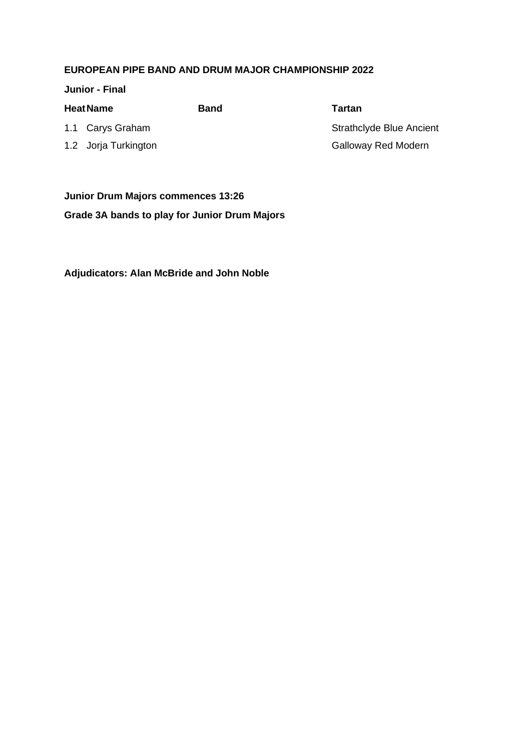**EUROPEAN PIPE BAND AND DRUM MAJOR CHAMPIONSHIP 2022**

**Junior - Final**

| Heat | Name | Band | Tartan |
|---|---|---|---|
| 1.1 | Carys Graham | | Strathclyde Blue Ancient |
| 1.2 | Jorja Turkington | | Galloway Red Modern |

**Junior Drum Majors commences 13:26**

**Grade 3A bands to play for Junior Drum Majors**

**Adjudicators: Alan McBride and John Noble**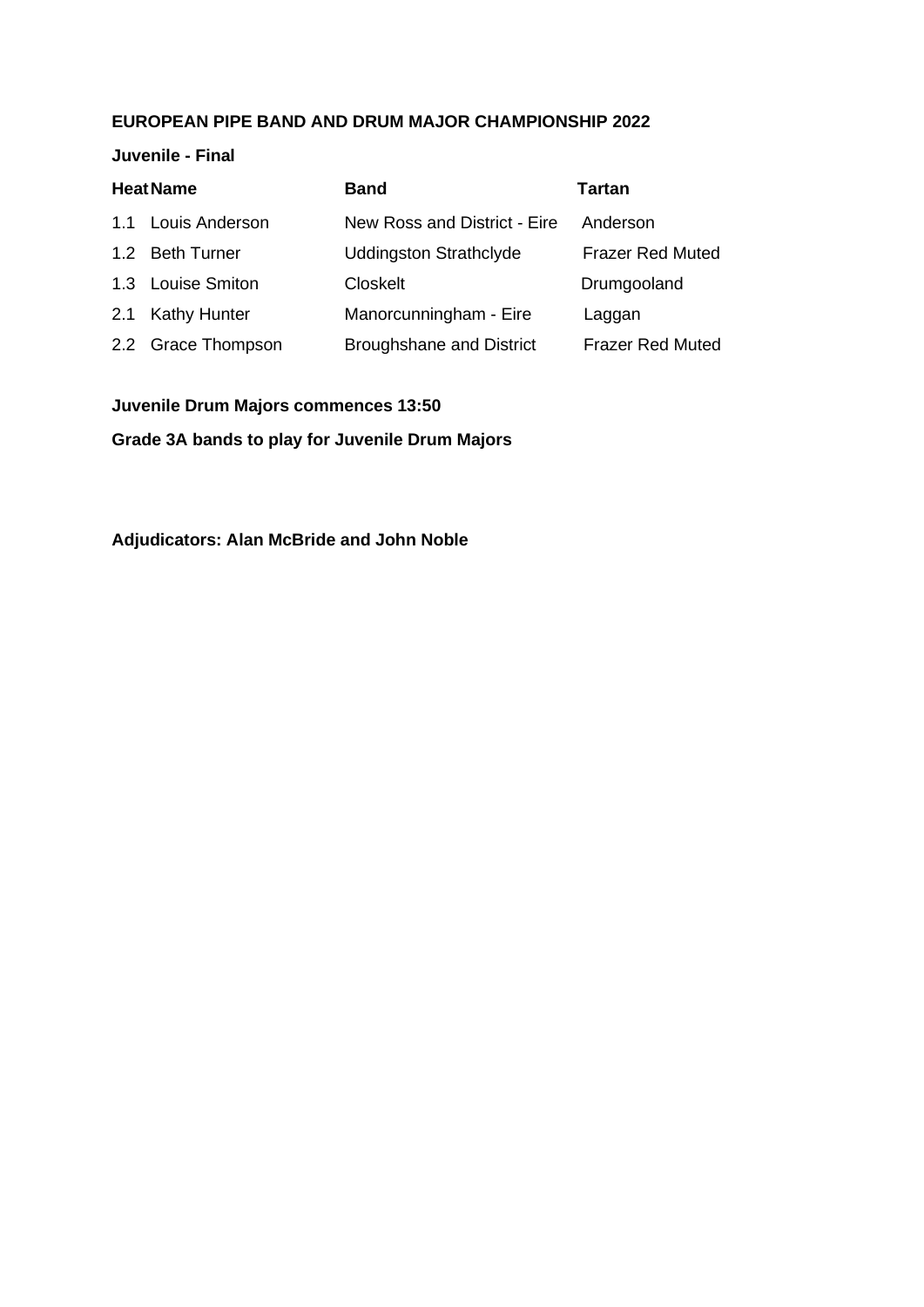**EUROPEAN PIPE BAND AND DRUM MAJOR CHAMPIONSHIP 2022**

**Juvenile - Final**

| Heat | Name | Band | Tartan |
|---|---|---|---|
| 1.1 | Louis Anderson | New Ross and District - Eire | Anderson |
| 1.2 | Beth Turner | Uddingston Strathclyde | Frazer Red Muted |
| 1.3 | Louise Smiton | Closkelt | Drumgooland |
| 2.1 | Kathy Hunter | Manorcunningham - Eire | Laggan |
| 2.2 | Grace Thompson | Broughshane and District | Frazer Red Muted |

**Juvenile Drum Majors commences 13:50**

**Grade 3A bands to play for Juvenile Drum Majors**

**Adjudicators: Alan McBride and John Noble**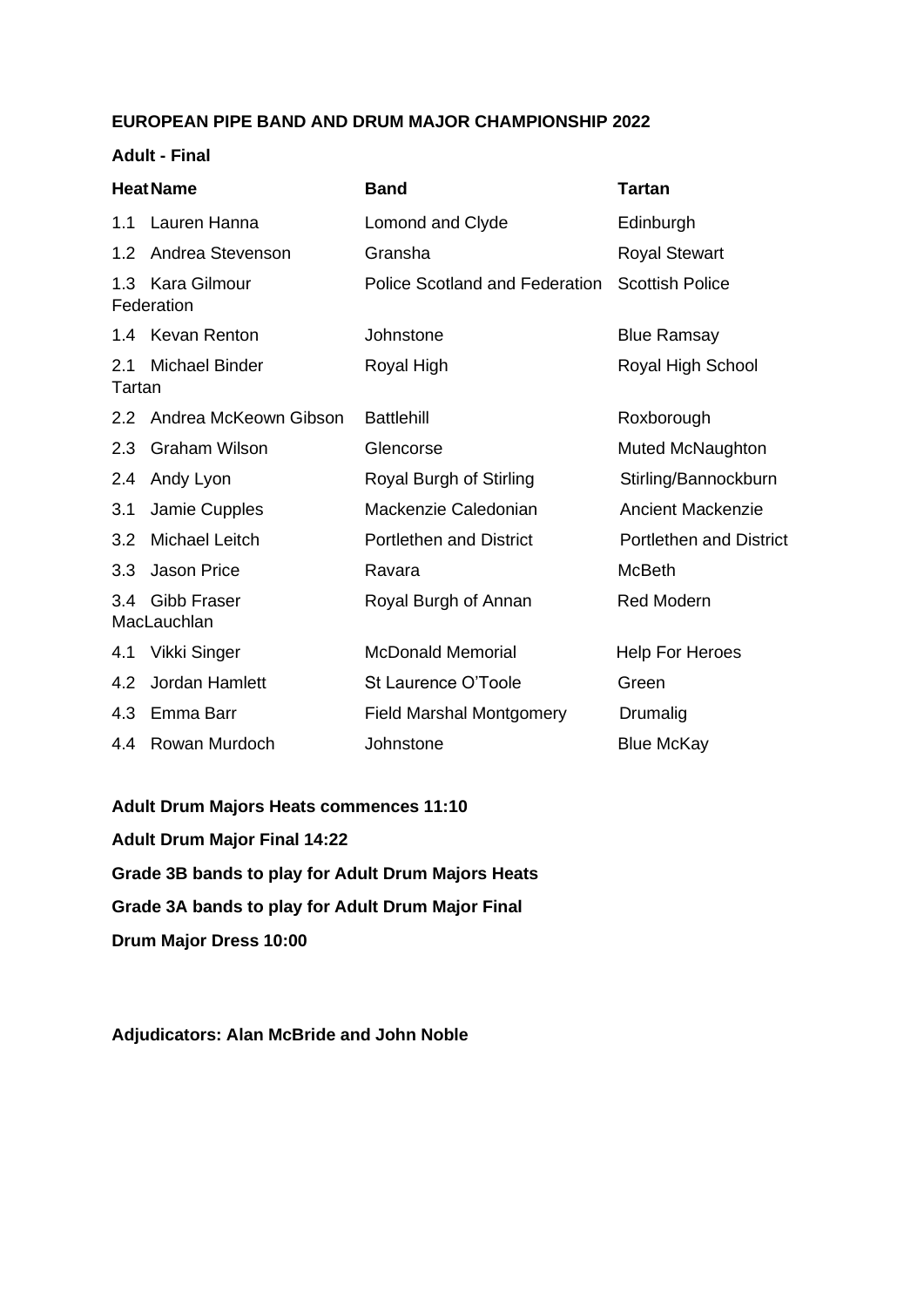**EUROPEAN PIPE BAND AND DRUM MAJOR CHAMPIONSHIP 2022**

**Adult - Final**

| Heat | Name | Band | Tartan |
|---|---|---|---|
| 1.1 | Lauren Hanna | Lomond and Clyde | Edinburgh |
| 1.2 | Andrea Stevenson | Gransha | Royal Stewart |
| 1.3 | Kara Gilmour | Police Scotland and Federation | Scottish Police Federation |
| 1.4 | Kevan Renton | Johnstone | Blue Ramsay |
| 2.1 | Michael Binder | Royal High | Royal High School Tartan |
| 2.2 | Andrea McKeown Gibson | Battlehill | Roxborough |
| 2.3 | Graham Wilson | Glencorse | Muted McNaughton |
| 2.4 | Andy Lyon | Royal Burgh of Stirling | Stirling/Bannockburn |
| 3.1 | Jamie Cupples | Mackenzie Caledonian | Ancient Mackenzie |
| 3.2 | Michael Leitch | Portlethen and District | Portlethen and District |
| 3.3 | Jason Price | Ravara | McBeth |
| 3.4 | Gibb Fraser | Royal Burgh of Annan | Red Modern MacLauchlan |
| 4.1 | Vikki Singer | McDonald Memorial | Help For Heroes |
| 4.2 | Jordan Hamlett | St Laurence O'Toole | Green |
| 4.3 | Emma Barr | Field Marshal Montgomery | Drumalig |
| 4.4 | Rowan Murdoch | Johnstone | Blue McKay |

**Adult Drum Majors Heats commences 11:10**

**Adult Drum Major Final 14:22**

**Grade 3B bands to play for Adult Drum Majors Heats**

**Grade 3A bands to play for Adult Drum Major Final**

**Drum Major Dress 10:00**

**Adjudicators: Alan McBride and John Noble**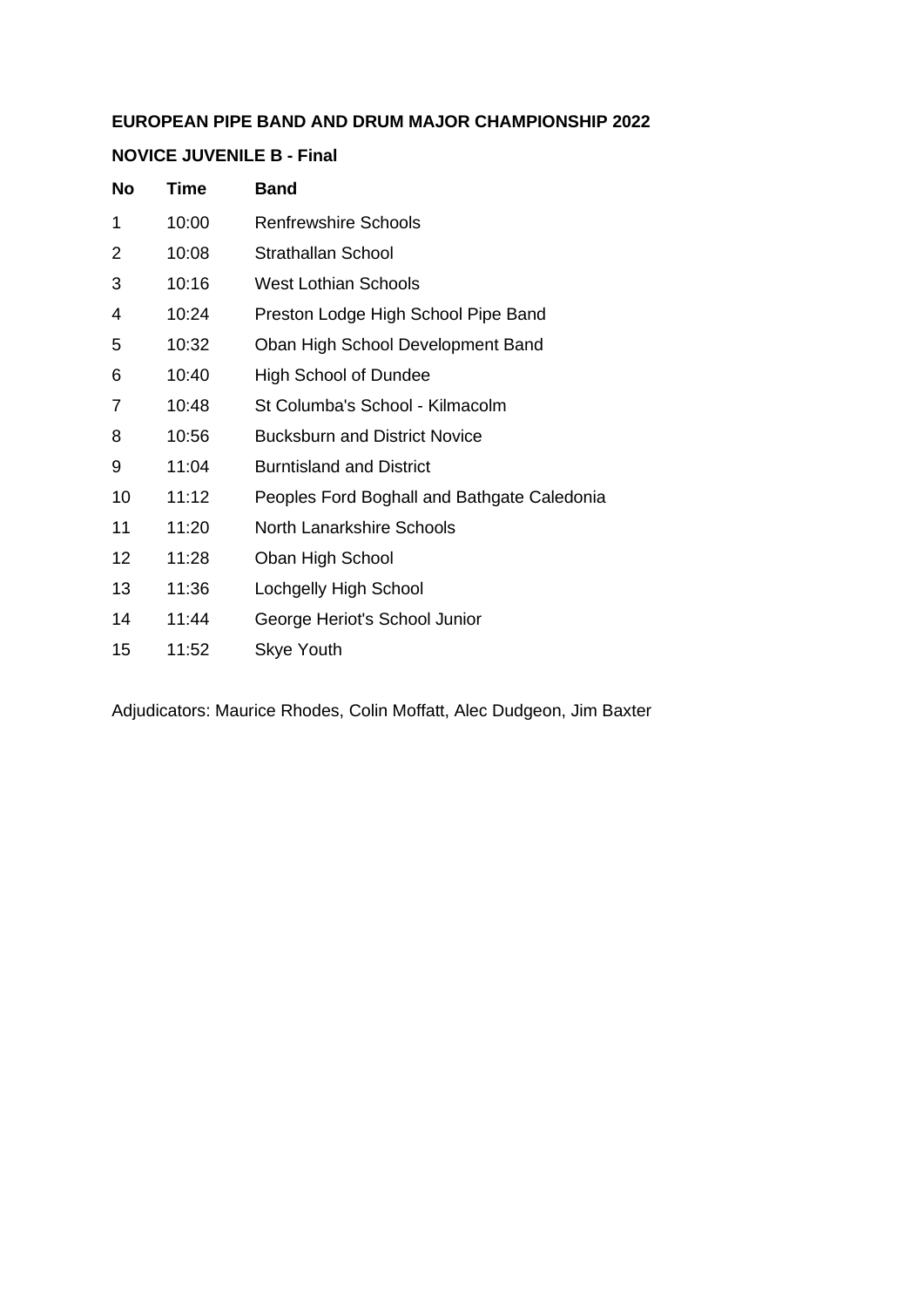**EUROPEAN PIPE BAND AND DRUM MAJOR CHAMPIONSHIP 2022**

**NOVICE JUVENILE B - Final**

| No | Time | Band |
|---|---|---|
| 1 | 10:00 | Renfrewshire Schools |
| 2 | 10:08 | Strathallan School |
| 3 | 10:16 | West Lothian Schools |
| 4 | 10:24 | Preston Lodge High School Pipe Band |
| 5 | 10:32 | Oban High School Development Band |
| 6 | 10:40 | High School of Dundee |
| 7 | 10:48 | St Columba's School - Kilmacolm |
| 8 | 10:56 | Bucksburn and District Novice |
| 9 | 11:04 | Burntisland and District |
| 10 | 11:12 | Peoples Ford Boghall and Bathgate Caledonia |
| 11 | 11:20 | North Lanarkshire Schools |
| 12 | 11:28 | Oban High School |
| 13 | 11:36 | Lochgelly High School |
| 14 | 11:44 | George Heriot's School Junior |
| 15 | 11:52 | Skye Youth |

Adjudicators: Maurice Rhodes, Colin Moffatt, Alec Dudgeon, Jim Baxter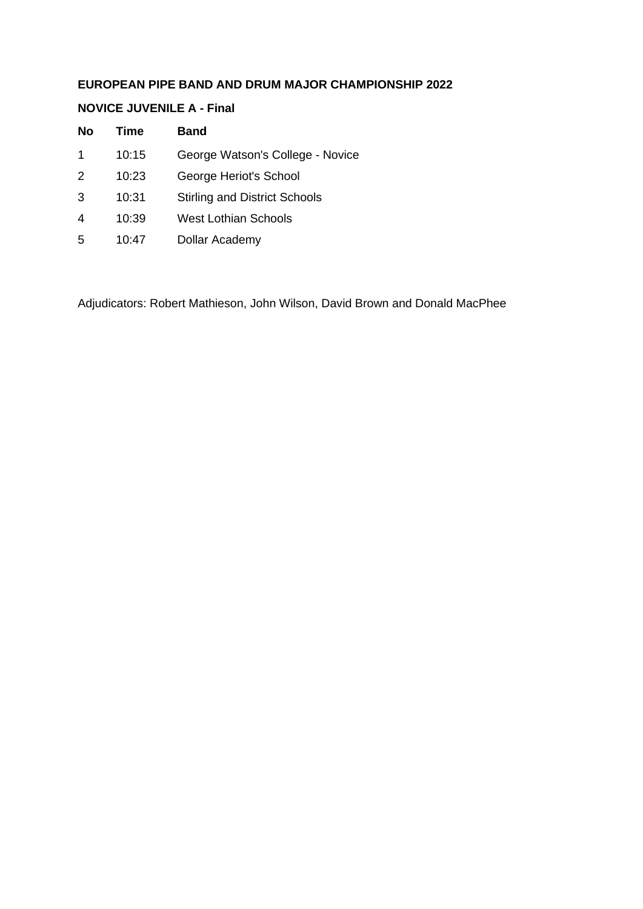**EUROPEAN PIPE BAND AND DRUM MAJOR CHAMPIONSHIP 2022**

**NOVICE JUVENILE A - Final**

| No | Time | Band |
|---|---|---|
| 1 | 10:15 | George Watson's College - Novice |
| 2 | 10:23 | George Heriot's School |
| 3 | 10:31 | Stirling and District Schools |
| 4 | 10:39 | West Lothian Schools |
| 5 | 10:47 | Dollar Academy |

Adjudicators: Robert Mathieson, John Wilson, David Brown and Donald MacPhee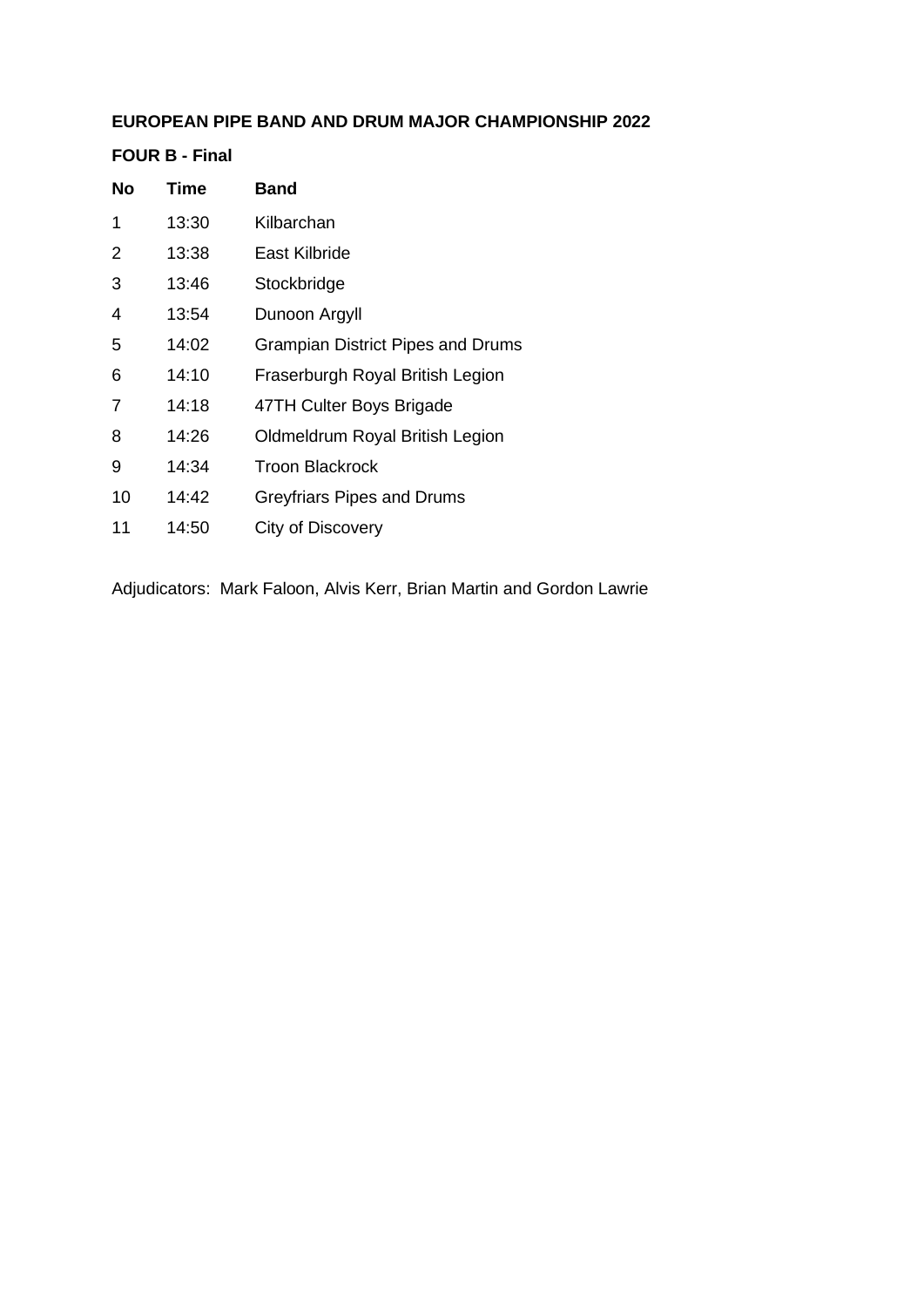**EUROPEAN PIPE BAND AND DRUM MAJOR CHAMPIONSHIP 2022**

**FOUR B - Final**

| No | Time | Band |
|---|---|---|
| 1 | 13:30 | Kilbarchan |
| 2 | 13:38 | East Kilbride |
| 3 | 13:46 | Stockbridge |
| 4 | 13:54 | Dunoon Argyll |
| 5 | 14:02 | Grampian District Pipes and Drums |
| 6 | 14:10 | Fraserburgh Royal British Legion |
| 7 | 14:18 | 47TH Culter Boys Brigade |
| 8 | 14:26 | Oldmeldrum Royal British Legion |
| 9 | 14:34 | Troon Blackrock |
| 10 | 14:42 | Greyfriars Pipes and Drums |
| 11 | 14:50 | City of Discovery |

Adjudicators: Mark Faloon, Alvis Kerr, Brian Martin and Gordon Lawrie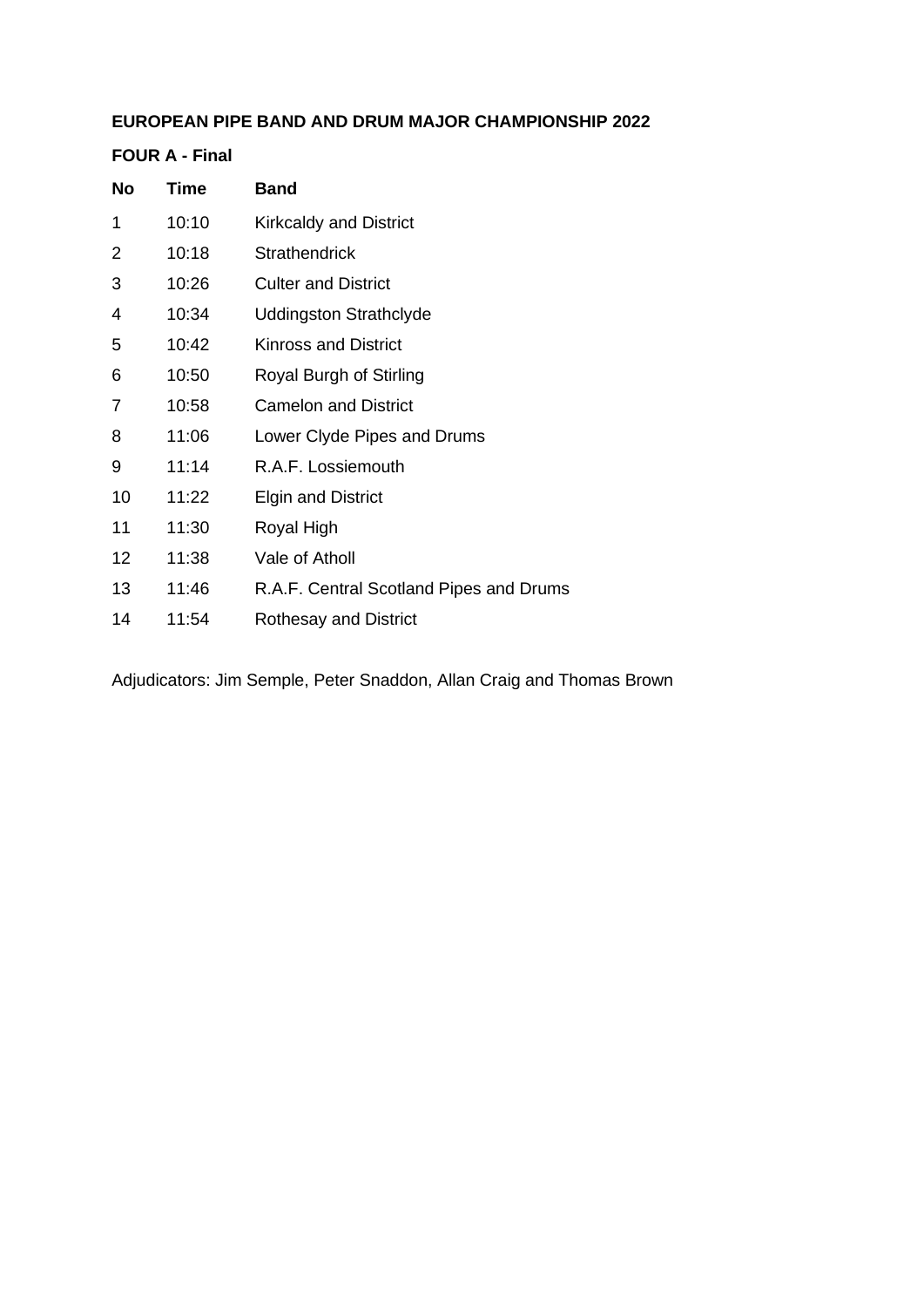**EUROPEAN PIPE BAND AND DRUM MAJOR CHAMPIONSHIP 2022**

**FOUR A - Final**

| No | Time | Band |
| --- | --- | --- |
| 1 | 10:10 | Kirkcaldy and District |
| 2 | 10:18 | Strathendrick |
| 3 | 10:26 | Culter and District |
| 4 | 10:34 | Uddingston Strathclyde |
| 5 | 10:42 | Kinross and District |
| 6 | 10:50 | Royal Burgh of Stirling |
| 7 | 10:58 | Camelon and District |
| 8 | 11:06 | Lower Clyde Pipes and Drums |
| 9 | 11:14 | R.A.F. Lossiemouth |
| 10 | 11:22 | Elgin and District |
| 11 | 11:30 | Royal High |
| 12 | 11:38 | Vale of Atholl |
| 13 | 11:46 | R.A.F. Central Scotland Pipes and Drums |
| 14 | 11:54 | Rothesay and District |

Adjudicators: Jim Semple, Peter Snaddon, Allan Craig and Thomas Brown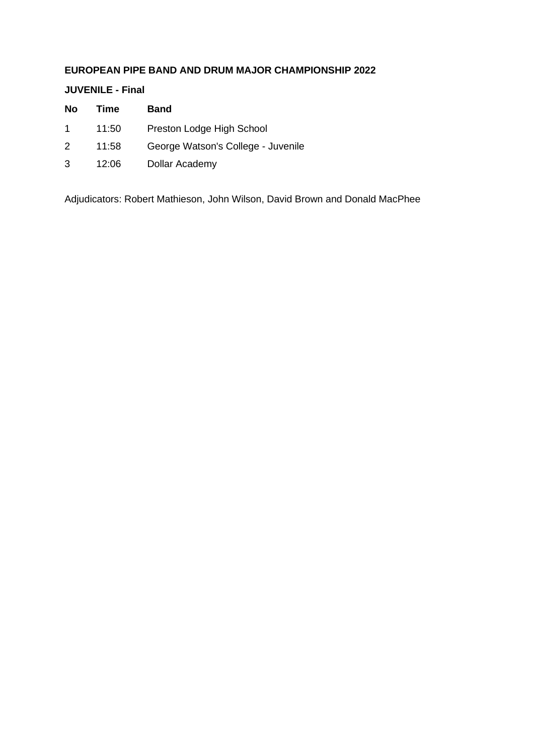**EUROPEAN PIPE BAND AND DRUM MAJOR CHAMPIONSHIP 2022**

**JUVENILE - Final**

| No | Time | Band |
|---|---|---|
| 1 | 11:50 | Preston Lodge High School |
| 2 | 11:58 | George Watson's College - Juvenile |
| 3 | 12:06 | Dollar Academy |

Adjudicators: Robert Mathieson, John Wilson, David Brown and Donald MacPhee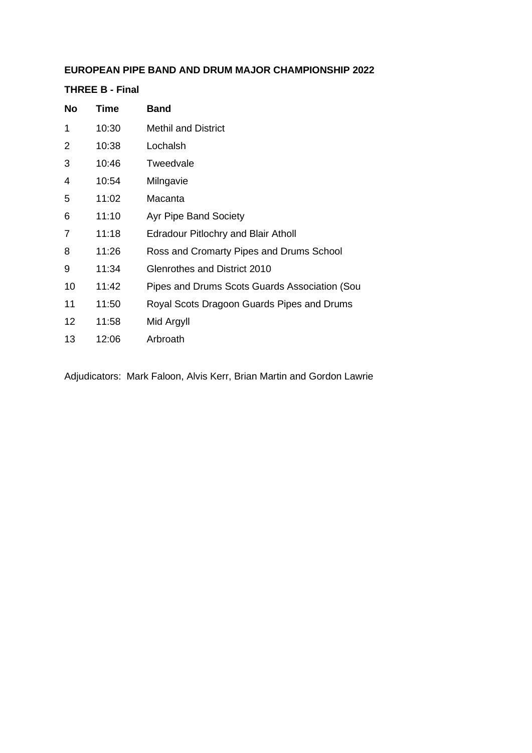**EUROPEAN PIPE BAND AND DRUM MAJOR CHAMPIONSHIP 2022**

**THREE B - Final**

| No | Time | Band |
|---|---|---|
| 1 | 10:30 | Methil and District |
| 2 | 10:38 | Lochalsh |
| 3 | 10:46 | Tweedvale |
| 4 | 10:54 | Milngavie |
| 5 | 11:02 | Macanta |
| 6 | 11:10 | Ayr Pipe Band Society |
| 7 | 11:18 | Edradour Pitlochry and Blair Atholl |
| 8 | 11:26 | Ross and Cromarty Pipes and Drums School |
| 9 | 11:34 | Glenrothes and District 2010 |
| 10 | 11:42 | Pipes and Drums Scots Guards Association (Sou |
| 11 | 11:50 | Royal Scots Dragoon Guards Pipes and Drums |
| 12 | 11:58 | Mid Argyll |
| 13 | 12:06 | Arbroath |

Adjudicators: Mark Faloon, Alvis Kerr, Brian Martin and Gordon Lawrie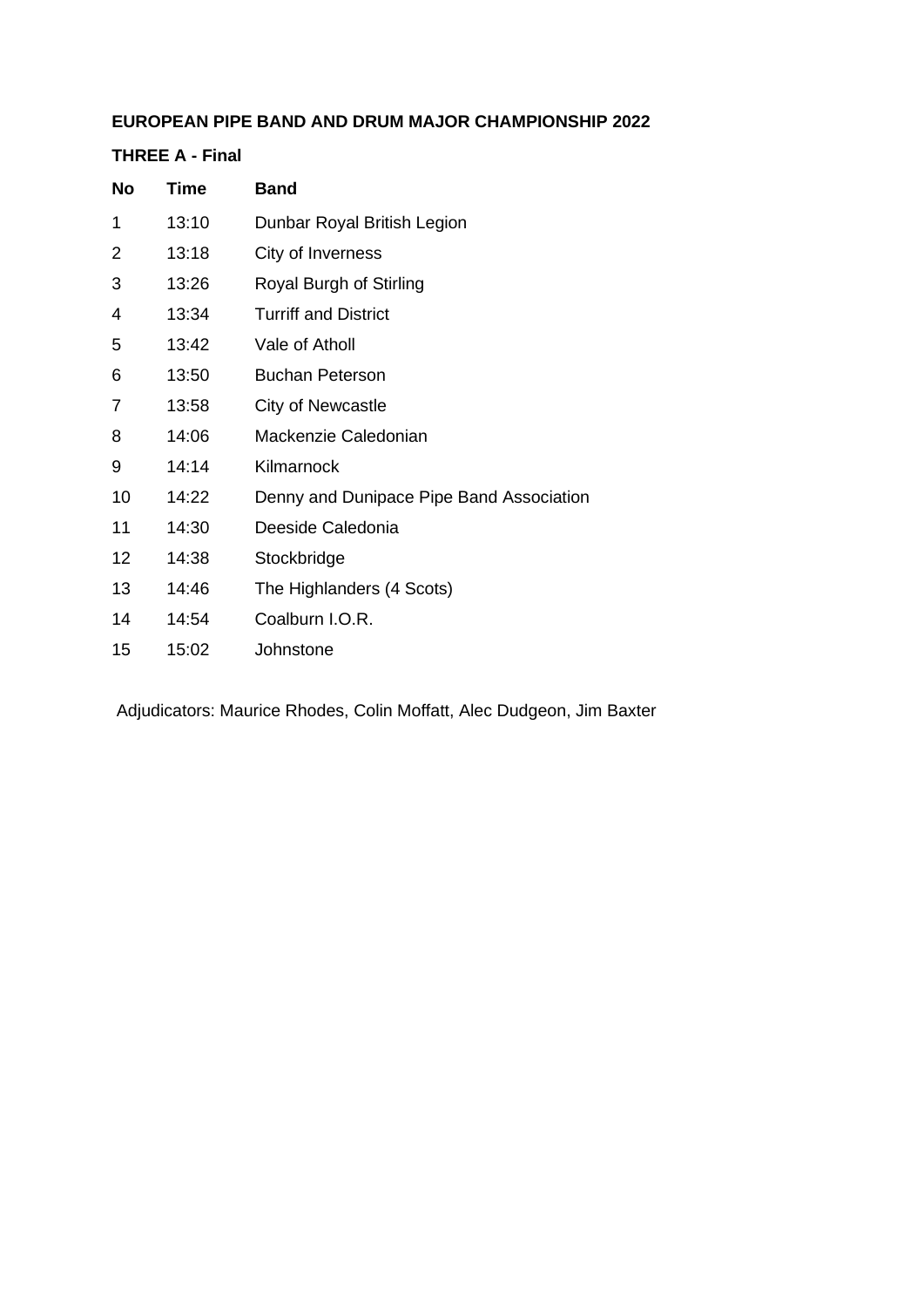**EUROPEAN PIPE BAND AND DRUM MAJOR CHAMPIONSHIP 2022**

**THREE A - Final**

| No | Time | Band |
|---|---|---|
| 1 | 13:10 | Dunbar Royal British Legion |
| 2 | 13:18 | City of Inverness |
| 3 | 13:26 | Royal Burgh of Stirling |
| 4 | 13:34 | Turriff and District |
| 5 | 13:42 | Vale of Atholl |
| 6 | 13:50 | Buchan Peterson |
| 7 | 13:58 | City of Newcastle |
| 8 | 14:06 | Mackenzie Caledonian |
| 9 | 14:14 | Kilmarnock |
| 10 | 14:22 | Denny and Dunipace Pipe Band Association |
| 11 | 14:30 | Deeside Caledonia |
| 12 | 14:38 | Stockbridge |
| 13 | 14:46 | The Highlanders (4 Scots) |
| 14 | 14:54 | Coalburn I.O.R. |
| 15 | 15:02 | Johnstone |

Adjudicators: Maurice Rhodes, Colin Moffatt, Alec Dudgeon, Jim Baxter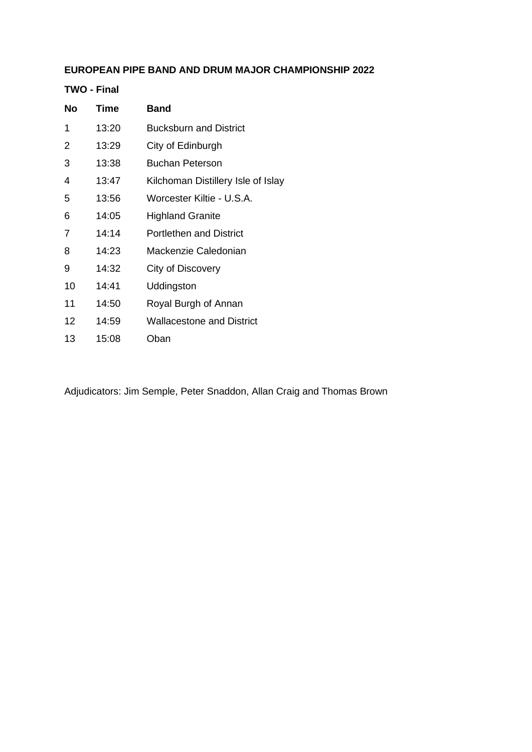**EUROPEAN PIPE BAND AND DRUM MAJOR CHAMPIONSHIP 2022**

**TWO - Final**

| No | Time | Band |
|---|---|---|
| 1 | 13:20 | Bucksburn and District |
| 2 | 13:29 | City of Edinburgh |
| 3 | 13:38 | Buchan Peterson |
| 4 | 13:47 | Kilchoman Distillery Isle of Islay |
| 5 | 13:56 | Worcester Kiltie - U.S.A. |
| 6 | 14:05 | Highland Granite |
| 7 | 14:14 | Portlethen and District |
| 8 | 14:23 | Mackenzie Caledonian |
| 9 | 14:32 | City of Discovery |
| 10 | 14:41 | Uddingston |
| 11 | 14:50 | Royal Burgh of Annan |
| 12 | 14:59 | Wallacestone and District |
| 13 | 15:08 | Oban |

Adjudicators: Jim Semple, Peter Snaddon, Allan Craig and Thomas Brown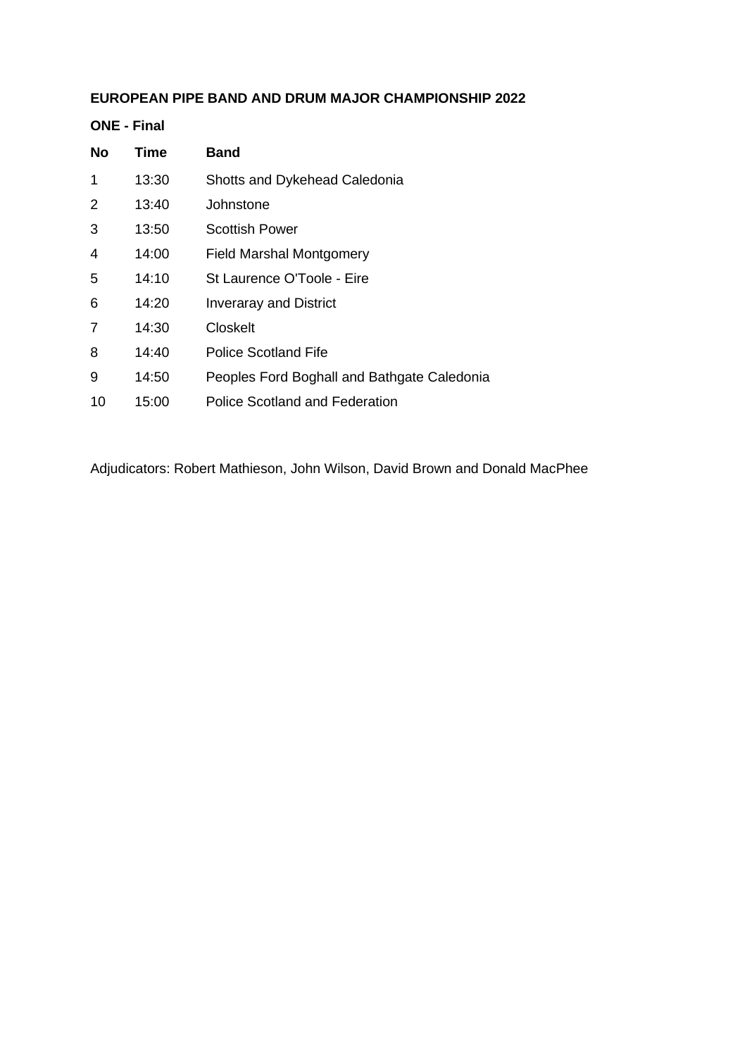**EUROPEAN PIPE BAND AND DRUM MAJOR CHAMPIONSHIP 2022**

**ONE - Final**

| No | Time | Band |
|---|---|---|
| 1 | 13:30 | Shotts and Dykehead Caledonia |
| 2 | 13:40 | Johnstone |
| 3 | 13:50 | Scottish Power |
| 4 | 14:00 | Field Marshal Montgomery |
| 5 | 14:10 | St Laurence O'Toole - Eire |
| 6 | 14:20 | Inveraray and District |
| 7 | 14:30 | Closkelt |
| 8 | 14:40 | Police Scotland Fife |
| 9 | 14:50 | Peoples Ford Boghall and Bathgate Caledonia |
| 10 | 15:00 | Police Scotland and Federation |

Adjudicators: Robert Mathieson, John Wilson, David Brown and Donald MacPhee